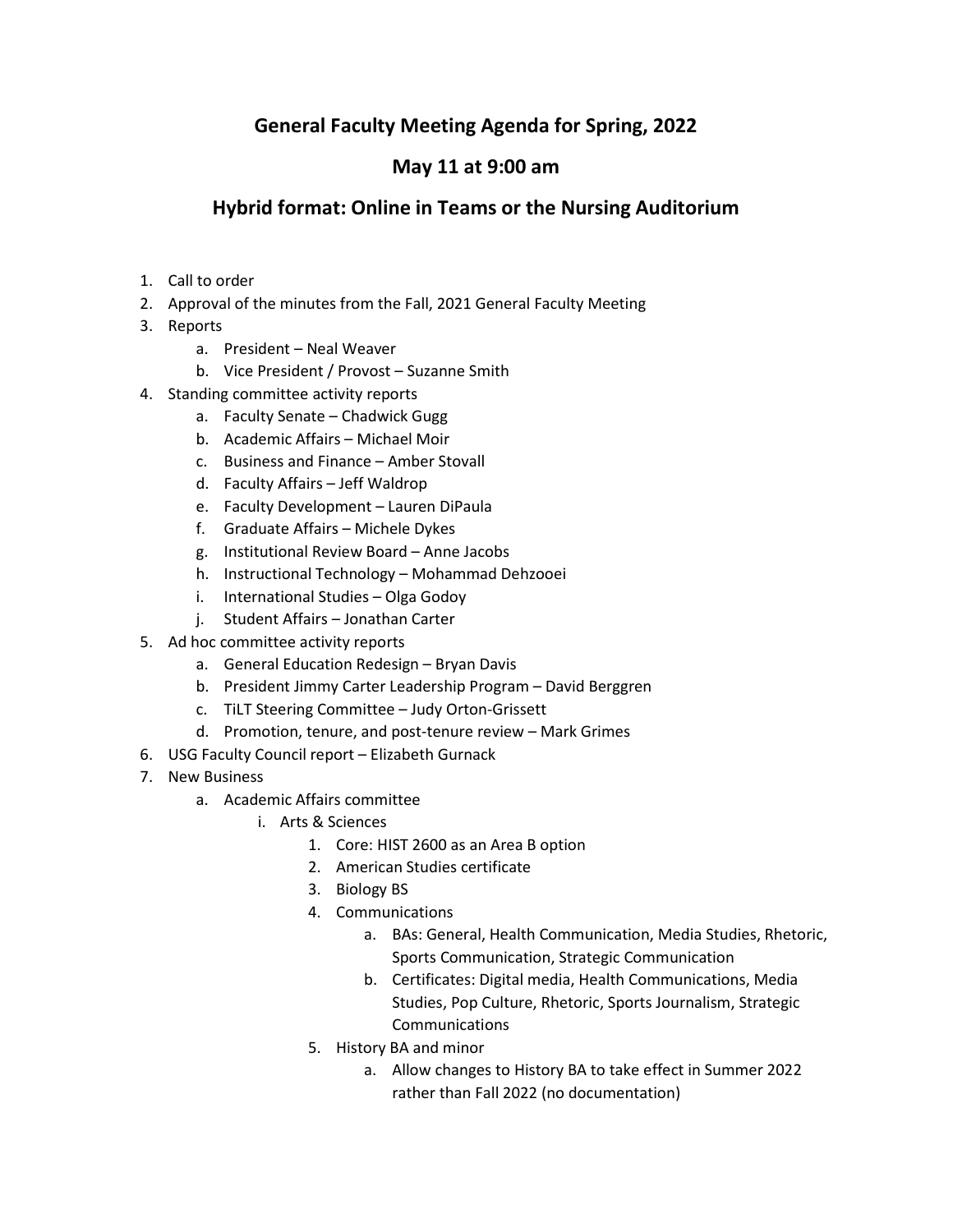# General Faculty Meeting Agenda for Spring, 2022

## May 11 at 9:00 am

## Hybrid format: Online in Teams or the Nursing Auditorium

1. Call to order
2. Approval of the minutes from the Fall, 2021 General Faculty Meeting
3. Reports
    a. President – Neal Weaver
    b. Vice President / Provost – Suzanne Smith
4. Standing committee activity reports
    a. Faculty Senate – Chadwick Gugg
    b. Academic Affairs – Michael Moir
    c. Business and Finance – Amber Stovall
    d. Faculty Affairs – Jeff Waldrop
    e. Faculty Development – Lauren DiPaula
    f. Graduate Affairs – Michele Dykes
    g. Institutional Review Board – Anne Jacobs
    h. Instructional Technology – Mohammad Dehzooei
    i. International Studies – Olga Godoy
    j. Student Affairs – Jonathan Carter
5. Ad hoc committee activity reports
    a. General Education Redesign – Bryan Davis
    b. President Jimmy Carter Leadership Program – David Berggren
    c. TiLT Steering Committee – Judy Orton-Grissett
    d. Promotion, tenure, and post-tenure review – Mark Grimes
6. USG Faculty Council report – Elizabeth Gurnack
7. New Business
    a. Academic Affairs committee
        i. Arts & Sciences
            1. Core: HIST 2600 as an Area B option
            2. American Studies certificate
            3. Biology BS
            4. Communications
                a. BAs: General, Health Communication, Media Studies, Rhetoric, Sports Communication, Strategic Communication
                b. Certificates: Digital media, Health Communications, Media Studies, Pop Culture, Rhetoric, Sports Journalism, Strategic Communications
            5. History BA and minor
                a. Allow changes to History BA to take effect in Summer 2022 rather than Fall 2022 (no documentation)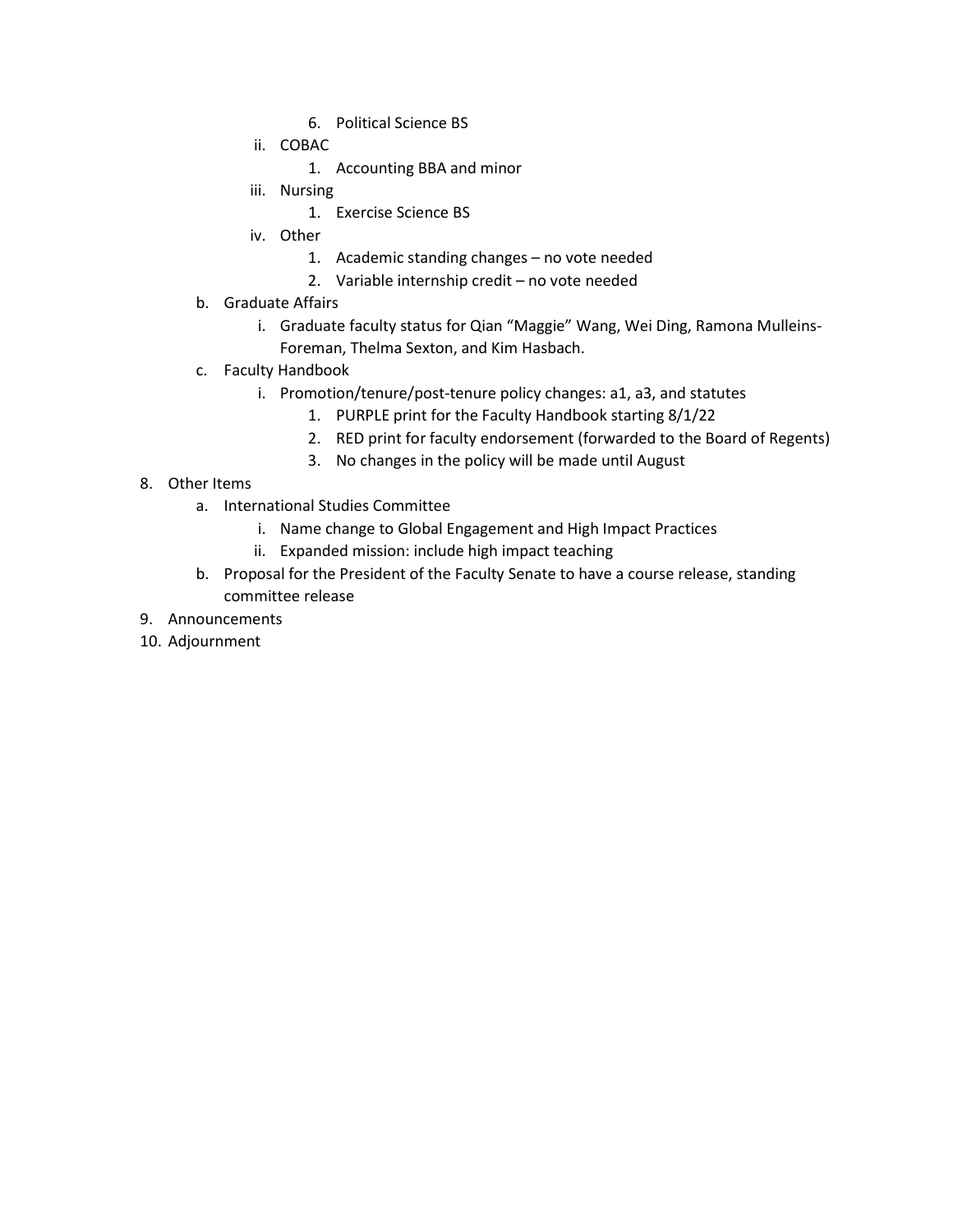6. Political Science BS
        ii. COBAC
            1. Accounting BBA and minor
        iii. Nursing
            1. Exercise Science BS
        iv. Other
            1. Academic standing changes – no vote needed
            2. Variable internship credit – no vote needed
    b. Graduate Affairs
        i. Graduate faculty status for Qian "Maggie" Wang, Wei Ding, Ramona Mulleins-Foreman, Thelma Sexton, and Kim Hasbach.
    c. Faculty Handbook
        i. Promotion/tenure/post-tenure policy changes: a1, a3, and statutes
            1. PURPLE print for the Faculty Handbook starting 8/1/22
            2. RED print for faculty endorsement (forwarded to the Board of Regents)
            3. No changes in the policy will be made until August

8. Other Items
    a. International Studies Committee
        i. Name change to Global Engagement and High Impact Practices
        ii. Expanded mission: include high impact teaching
    b. Proposal for the President of the Faculty Senate to have a course release, standing committee release
9. Announcements
10. Adjournment